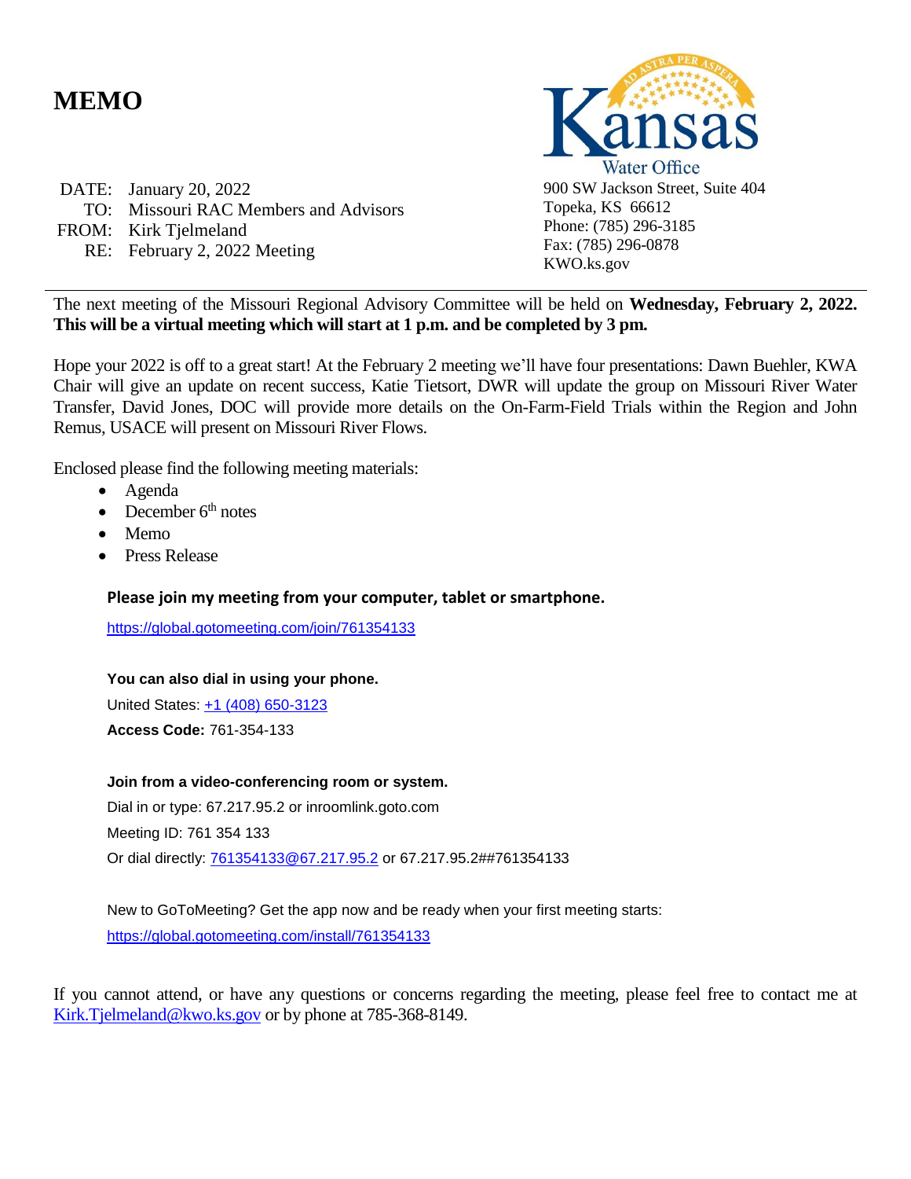# MEMO

Kansas Water Office
900 SW Jackson Street, Suite 404
Topeka, KS 66612
Phone: (785) 296-3185
Fax: (785) 296-0878
KWO.ks.gov

DATE: January 20, 2022
TO: Missouri RAC Members and Advisors
FROM: Kirk Tjelmeland
RE: February 2, 2022 Meeting

---

The next meeting of the Missouri Regional Advisory Committee will be held on **Wednesday, February 2, 2022. This will be a virtual meeting which will start at 1 p.m. and be completed by 3 pm.**

Hope your 2022 is off to a great start! At the February 2 meeting we'll have four presentations: Dawn Buehler, KWA Chair will give an update on recent success, Katie Tietsort, DWR will update the group on Missouri River Water Transfer, David Jones, DOC will provide more details on the On-Farm-Field Trials within the Region and John Remus, USACE will present on Missouri River Flows.

Enclosed please find the following meeting materials:

- Agenda
- December 6th notes
- Memo
- Press Release

**Please join my meeting from your computer, tablet or smartphone.**

https://global.gotomeeting.com/join/761354133

**You can also dial in using your phone.**

United States: +1 (408) 650-3123

**Access Code:** 761-354-133

**Join from a video-conferencing room or system.**

Dial in or type: 67.217.95.2 or inroomlink.goto.com

Meeting ID: 761 354 133

Or dial directly: 761354133@67.217.95.2 or 67.217.95.2##761354133

New to GoToMeeting? Get the app now and be ready when your first meeting starts:

https://global.gotomeeting.com/install/761354133

If you cannot attend, or have any questions or concerns regarding the meeting, please feel free to contact me at Kirk.Tjelmeland@kwo.ks.gov or by phone at 785-368-8149.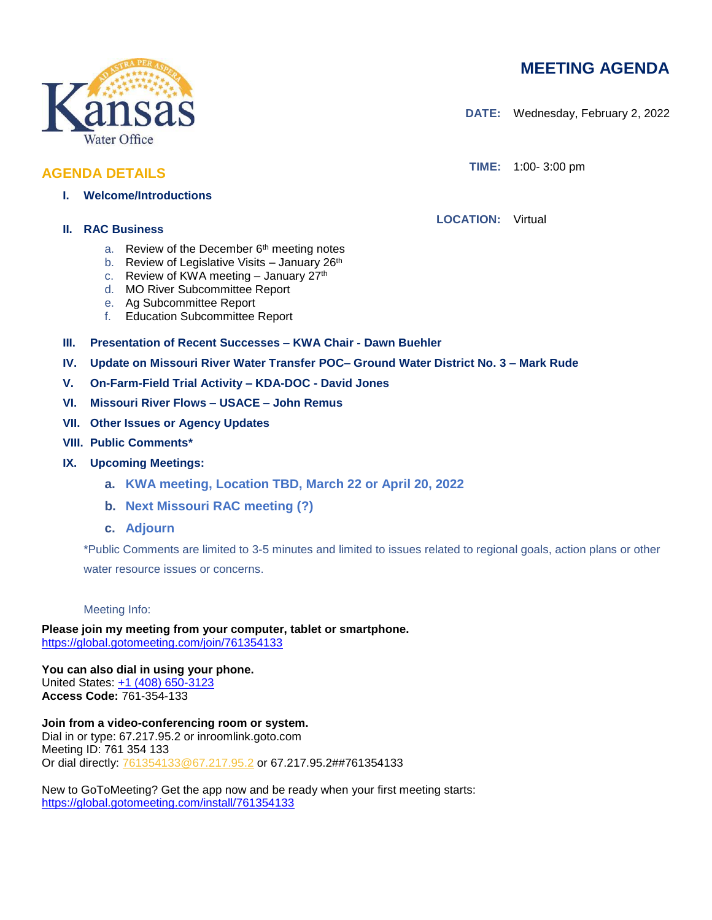Kansas Water Office

# MEETING AGENDA

**DATE:** Wednesday, February 2, 2022

**TIME:** 1:00- 3:00 pm

**LOCATION:** Virtual

## AGENDA DETAILS

I. **Welcome/Introductions**

II. **RAC Business**
   a. Review of the December 6th meeting notes
   b. Review of Legislative Visits – January 26th
   c. Review of KWA meeting – January 27th
   d. MO River Subcommittee Report
   e. Ag Subcommittee Report
   f. Education Subcommittee Report

III. **Presentation of Recent Successes – KWA Chair - Dawn Buehler**

IV. **Update on Missouri River Water Transfer POC– Ground Water District No. 3 – Mark Rude**

V. **On-Farm-Field Trial Activity – KDA-DOC - David Jones**

VI. **Missouri River Flows – USACE – John Remus**

VII. **Other Issues or Agency Updates**

VIII. **Public Comments***

IX. **Upcoming Meetings:**
   a. **KWA meeting, Location TBD, March 22 or April 20, 2022**
   b. **Next Missouri RAC meeting (?)**
   c. **Adjourn**

*Public Comments are limited to 3-5 minutes and limited to issues related to regional goals, action plans or other water resource issues or concerns.

Meeting Info:

**Please join my meeting from your computer, tablet or smartphone.**
https://global.gotomeeting.com/join/761354133

**You can also dial in using your phone.**
United States: +1 (408) 650-3123
**Access Code:** 761-354-133

**Join from a video-conferencing room or system.**
Dial in or type: 67.217.95.2 or inroomlink.goto.com
Meeting ID: 761 354 133
Or dial directly: 761354133@67.217.95.2 or 67.217.95.2##761354133

New to GoToMeeting? Get the app now and be ready when your first meeting starts:
https://global.gotomeeting.com/install/761354133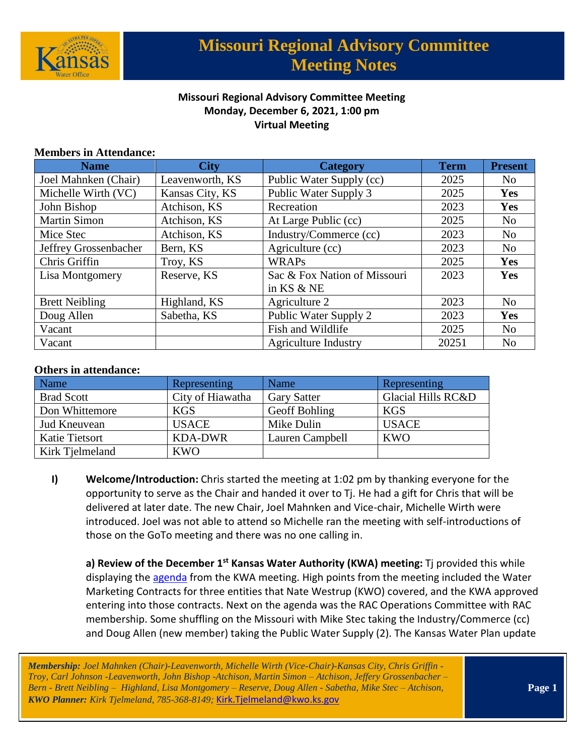# Missouri Regional Advisory Committee Meeting Notes

**Missouri Regional Advisory Committee Meeting**
**Monday, December 6, 2021, 1:00 pm**
**Virtual Meeting**

**Members in Attendance:**

| Name | City | Category | Term | Present |
|---|---|---|---|---|
| Joel Mahnken (Chair) | Leavenworth, KS | Public Water Supply (cc) | 2025 | No |
| Michelle Wirth (VC) | Kansas City, KS | Public Water Supply 3 | 2025 | **Yes** |
| John Bishop | Atchison, KS | Recreation | 2023 | **Yes** |
| Martin Simon | Atchison, KS | At Large Public (cc) | 2025 | No |
| Mice Stec | Atchison, KS | Industry/Commerce (cc) | 2023 | No |
| Jeffrey Grossenbacher | Bern, KS | Agriculture (cc) | 2023 | No |
| Chris Griffin | Troy, KS | WRAPs | 2025 | **Yes** |
| Lisa Montgomery | Reserve, KS | Sac & Fox Nation of Missouri in KS & NE | 2023 | **Yes** |
| Brett Neibling | Highland, KS | Agriculture 2 | 2023 | No |
| Doug Allen | Sabetha, KS | Public Water Supply 2 | 2023 | **Yes** |
| Vacant | | Fish and Wildlife | 2025 | No |
| Vacant | | Agriculture Industry | 20251 | No |

**Others in attendance:**

| Name | Representing | Name | Representing |
|---|---|---|---|
| Brad Scott | City of Hiawatha | Gary Satter | Glacial Hills RC&D |
| Don Whittemore | KGS | Geoff Bohling | KGS |
| Jud Kneuvean | USACE | Mike Dulin | USACE |
| Katie Tietsort | KDA-DWR | Lauren Campbell | KWO |
| Kirk Tjelmeland | KWO | | |

**I) Welcome/Introduction:** Chris started the meeting at 1:02 pm by thanking everyone for the opportunity to serve as the Chair and handed it over to Tj. He had a gift for Chris that will be delivered at later date. The new Chair, Joel Mahnken and Vice-chair, Michelle Wirth were introduced. Joel was not able to attend so Michelle ran the meeting with self-introductions of those on the GoTo meeting and there was no one calling in.

**a) Review of the December 1st Kansas Water Authority (KWA) meeting:** Tj provided this while displaying the agenda from the KWA meeting. High points from the meeting included the Water Marketing Contracts for three entities that Nate Westrup (KWO) covered, and the KWA approved entering into those contracts. Next on the agenda was the RAC Operations Committee with RAC membership. Some shuffling on the Missouri with Mike Stec taking the Industry/Commerce (cc) and Doug Allen (new member) taking the Public Water Supply (2). The Kansas Water Plan update

*Membership: Joel Mahnken (Chair)-Leavenworth, Michelle Wirth (Vice-Chair)-Kansas City, Chris Griffin - Troy, Carl Johnson -Leavenworth, John Bishop -Atchison, Martin Simon – Atchison, Jeffery Grossenbacher – Bern - Brett Neibling – Highland, Lisa Montgomery – Reserve, Doug Allen - Sabetha, Mike Stec – Atchison, KWO Planner: Kirk Tjelmeland, 785-368-8149;* Kirk.Tjelmeland@kwo.ks.gov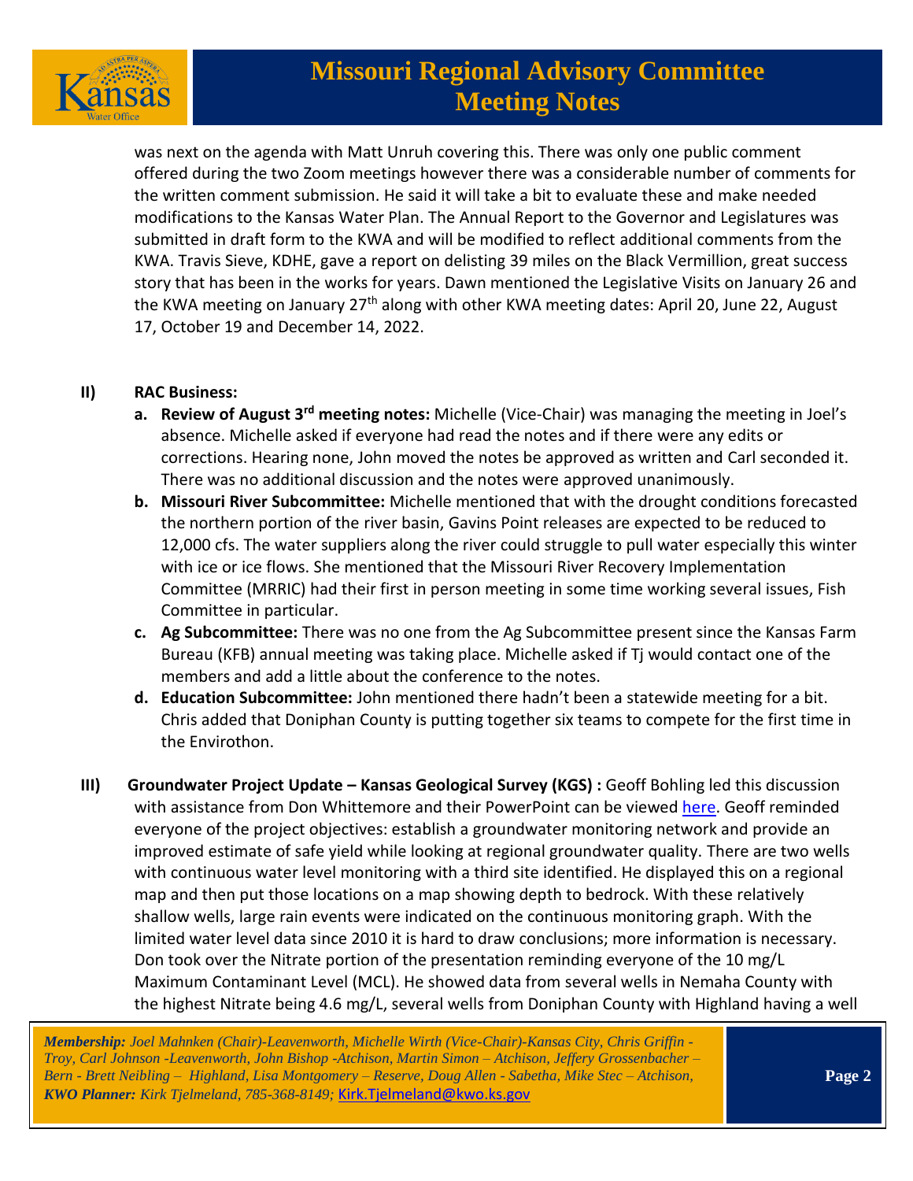was next on the agenda with Matt Unruh covering this. There was only one public comment offered during the two Zoom meetings however there was a considerable number of comments for the written comment submission. He said it will take a bit to evaluate these and make needed modifications to the Kansas Water Plan. The Annual Report to the Governor and Legislatures was submitted in draft form to the KWA and will be modified to reflect additional comments from the KWA. Travis Sieve, KDHE, gave a report on delisting 39 miles on the Black Vermillion, great success story that has been in the works for years. Dawn mentioned the Legislative Visits on January 26 and the KWA meeting on January 27th along with other KWA meeting dates: April 20, June 22, August 17, October 19 and December 14, 2022.

## II) RAC Business:

a. **Review of August 3rd meeting notes:** Michelle (Vice-Chair) was managing the meeting in Joel's absence. Michelle asked if everyone had read the notes and if there were any edits or corrections. Hearing none, John moved the notes be approved as written and Carl seconded it. There was no additional discussion and the notes were approved unanimously.

b. **Missouri River Subcommittee:** Michelle mentioned that with the drought conditions forecasted the northern portion of the river basin, Gavins Point releases are expected to be reduced to 12,000 cfs. The water suppliers along the river could struggle to pull water especially this winter with ice or ice flows. She mentioned that the Missouri River Recovery Implementation Committee (MRRIC) had their first in person meeting in some time working several issues, Fish Committee in particular.

c. **Ag Subcommittee:** There was no one from the Ag Subcommittee present since the Kansas Farm Bureau (KFB) annual meeting was taking place. Michelle asked if Tj would contact one of the members and add a little about the conference to the notes.

d. **Education Subcommittee:** John mentioned there hadn't been a statewide meeting for a bit. Chris added that Doniphan County is putting together six teams to compete for the first time in the Envirothon.

## III) Groundwater Project Update – Kansas Geological Survey (KGS) :

Geoff Bohling led this discussion with assistance from Don Whittemore and their PowerPoint can be viewed here. Geoff reminded everyone of the project objectives: establish a groundwater monitoring network and provide an improved estimate of safe yield while looking at regional groundwater quality. There are two wells with continuous water level monitoring with a third site identified. He displayed this on a regional map and then put those locations on a map showing depth to bedrock. With these relatively shallow wells, large rain events were indicated on the continuous monitoring graph. With the limited water level data since 2010 it is hard to draw conclusions; more information is necessary. Don took over the Nitrate portion of the presentation reminding everyone of the 10 mg/L Maximum Contaminant Level (MCL). He showed data from several wells in Nemaha County with the highest Nitrate being 4.6 mg/L, several wells from Doniphan County with Highland having a well

*Membership: Joel Mahnken (Chair)-Leavenworth, Michelle Wirth (Vice-Chair)-Kansas City, Chris Griffin - Troy, Carl Johnson -Leavenworth, John Bishop -Atchison, Martin Simon – Atchison, Jeffery Grossenbacher – Bern - Brett Neibling – Highland, Lisa Montgomery – Reserve, Doug Allen - Sabetha, Mike Stec – Atchison, KWO Planner: Kirk Tjelmeland, 785-368-8149;* Kirk.Tjelmeland@kwo.ks.gov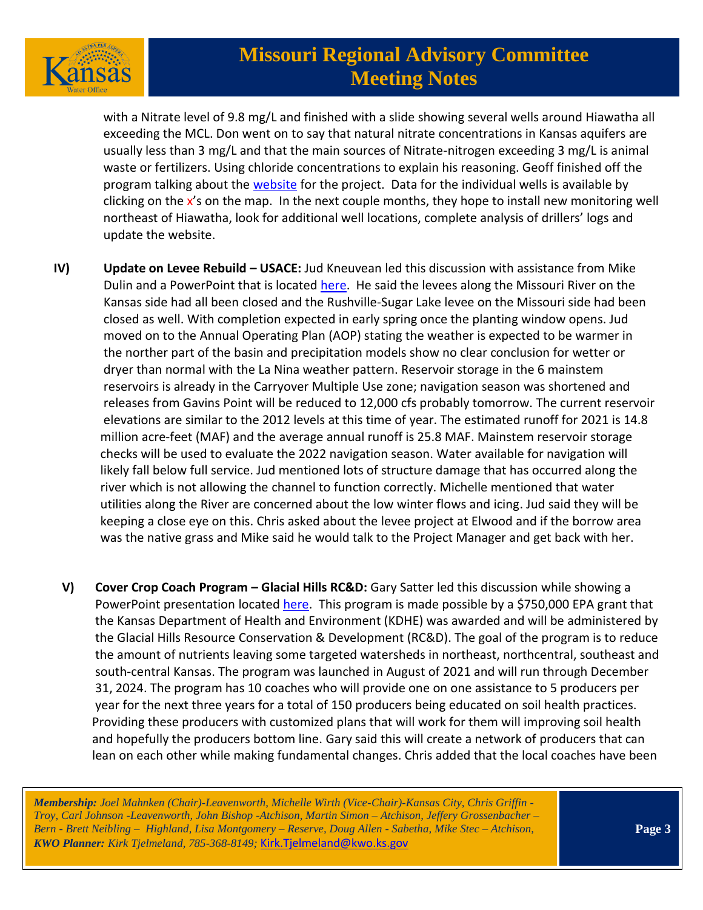with a Nitrate level of 9.8 mg/L and finished with a slide showing several wells around Hiawatha all exceeding the MCL. Don went on to say that natural nitrate concentrations in Kansas aquifers are usually less than 3 mg/L and that the main sources of Nitrate-nitrogen exceeding 3 mg/L is animal waste or fertilizers. Using chloride concentrations to explain his reasoning. Geoff finished off the program talking about the website for the project. Data for the individual wells is available by clicking on the x's on the map. In the next couple months, they hope to install new monitoring well northeast of Hiawatha, look for additional well locations, complete analysis of drillers' logs and update the website.

**IV) Update on Levee Rebuild – USACE:** Jud Kneuvean led this discussion with assistance from Mike Dulin and a PowerPoint that is located here. He said the levees along the Missouri River on the Kansas side had all been closed and the Rushville-Sugar Lake levee on the Missouri side had been closed as well. With completion expected in early spring once the planting window opens. Jud moved on to the Annual Operating Plan (AOP) stating the weather is expected to be warmer in the norther part of the basin and precipitation models show no clear conclusion for wetter or dryer than normal with the La Nina weather pattern. Reservoir storage in the 6 mainstem reservoirs is already in the Carryover Multiple Use zone; navigation season was shortened and releases from Gavins Point will be reduced to 12,000 cfs probably tomorrow. The current reservoir elevations are similar to the 2012 levels at this time of year. The estimated runoff for 2021 is 14.8 million acre-feet (MAF) and the average annual runoff is 25.8 MAF. Mainstem reservoir storage checks will be used to evaluate the 2022 navigation season. Water available for navigation will likely fall below full service. Jud mentioned lots of structure damage that has occurred along the river which is not allowing the channel to function correctly. Michelle mentioned that water utilities along the River are concerned about the low winter flows and icing. Jud said they will be keeping a close eye on this. Chris asked about the levee project at Elwood and if the borrow area was the native grass and Mike said he would talk to the Project Manager and get back with her.

**V) Cover Crop Coach Program – Glacial Hills RC&D:** Gary Satter led this discussion while showing a PowerPoint presentation located here. This program is made possible by a $750,000 EPA grant that the Kansas Department of Health and Environment (KDHE) was awarded and will be administered by the Glacial Hills Resource Conservation & Development (RC&D). The goal of the program is to reduce the amount of nutrients leaving some targeted watersheds in northeast, northcentral, southeast and south-central Kansas. The program was launched in August of 2021 and will run through December 31, 2024. The program has 10 coaches who will provide one on one assistance to 5 producers per year for the next three years for a total of 150 producers being educated on soil health practices. Providing these producers with customized plans that will work for them will improving soil health and hopefully the producers bottom line. Gary said this will create a network of producers that can lean on each other while making fundamental changes. Chris added that the local coaches have been

*Membership:* *Joel Mahnken (Chair)-Leavenworth, Michelle Wirth (Vice-Chair)-Kansas City, Chris Griffin - Troy, Carl Johnson -Leavenworth, John Bishop -Atchison, Martin Simon – Atchison, Jeffery Grossenbacher – Bern - Brett Neibling – Highland, Lisa Montgomery – Reserve, Doug Allen - Sabetha, Mike Stec – Atchison,*
*KWO Planner:* *Kirk Tjelmeland, 785-368-8149;* Kirk.Tjelmeland@kwo.ks.gov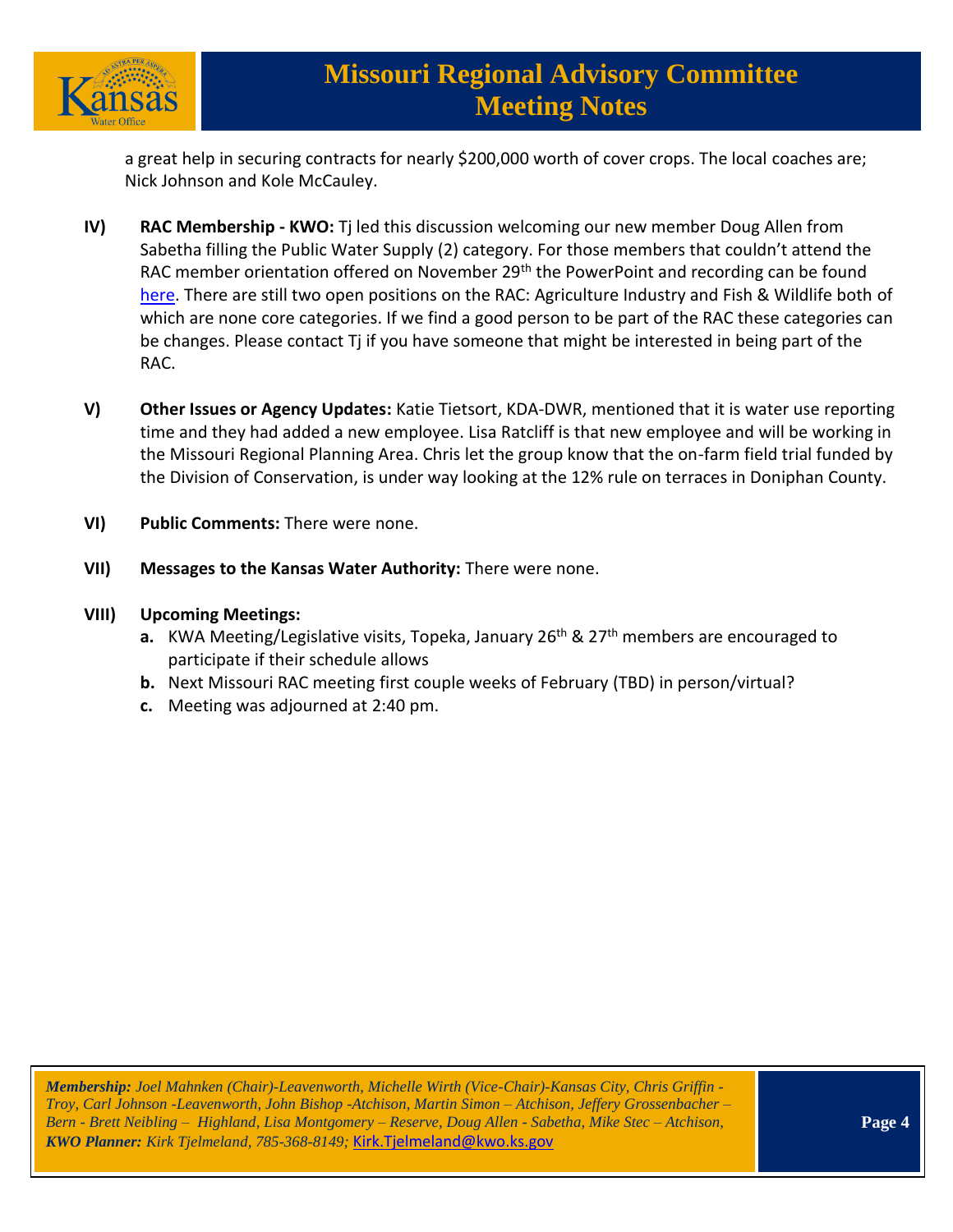a great help in securing contracts for nearly $200,000 worth of cover crops. The local coaches are; Nick Johnson and Kole McCauley.

**IV) RAC Membership - KWO:** Tj led this discussion welcoming our new member Doug Allen from Sabetha filling the Public Water Supply (2) category. For those members that couldn't attend the RAC member orientation offered on November 29th the PowerPoint and recording can be found here. There are still two open positions on the RAC: Agriculture Industry and Fish & Wildlife both of which are none core categories. If we find a good person to be part of the RAC these categories can be changes. Please contact Tj if you have someone that might be interested in being part of the RAC.

**V) Other Issues or Agency Updates:** Katie Tietsort, KDA-DWR, mentioned that it is water use reporting time and they had added a new employee. Lisa Ratcliff is that new employee and will be working in the Missouri Regional Planning Area. Chris let the group know that the on-farm field trial funded by the Division of Conservation, is under way looking at the 12% rule on terraces in Doniphan County.

**VI) Public Comments:** There were none.

**VII) Messages to the Kansas Water Authority:** There were none.

**VIII) Upcoming Meetings:**

- **a.** KWA Meeting/Legislative visits, Topeka, January 26th & 27th members are encouraged to participate if their schedule allows
- **b.** Next Missouri RAC meeting first couple weeks of February (TBD) in person/virtual?
- **c.** Meeting was adjourned at 2:40 pm.

***Membership:*** *Joel Mahnken (Chair)-Leavenworth, Michelle Wirth (Vice-Chair)-Kansas City, Chris Griffin - Troy, Carl Johnson -Leavenworth, John Bishop -Atchison, Martin Simon – Atchison, Jeffery Grossenbacher – Bern - Brett Neibling – Highland, Lisa Montgomery – Reserve, Doug Allen - Sabetha, Mike Stec – Atchison,*
***KWO Planner:*** *Kirk Tjelmeland, 785-368-8149;* Kirk.Tjelmeland@kwo.ks.gov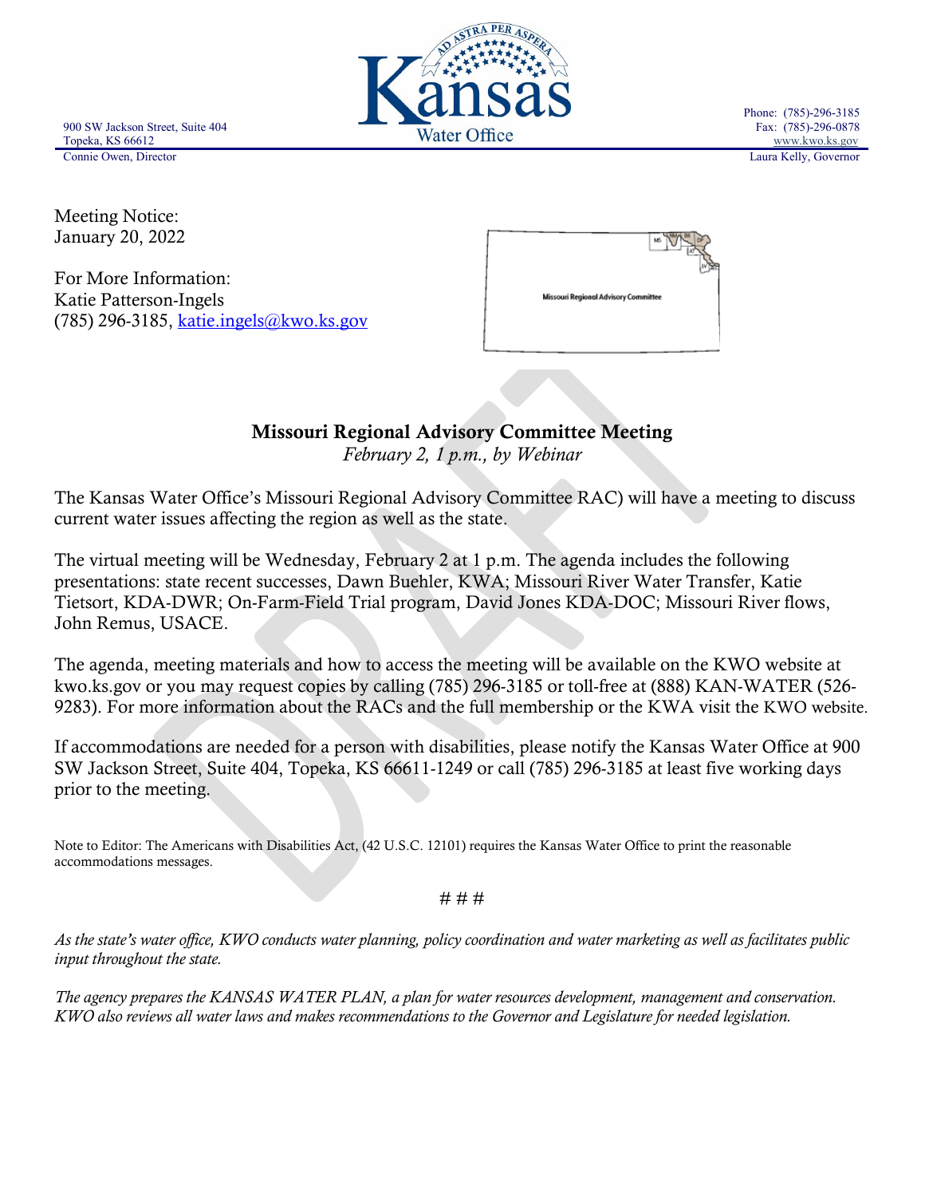900 SW Jackson Street, Suite 404
Topeka, KS 66612
Connie Owen, Director

Kansas Water Office

Phone: (785)-296-3185
Fax: (785)-296-0878
www.kwo.ks.gov
Laura Kelly, Governor

Meeting Notice:
January 20, 2022

For More Information:
Katie Patterson-Ingels
(785) 296-3185, katie.ingels@kwo.ks.gov

Missouri Regional Advisory Committee

## Missouri Regional Advisory Committee Meeting

*February 2, 1 p.m., by Webinar*

The Kansas Water Office's Missouri Regional Advisory Committee RAC) will have a meeting to discuss current water issues affecting the region as well as the state.

The virtual meeting will be Wednesday, February 2 at 1 p.m. The agenda includes the following presentations: state recent successes, Dawn Buehler, KWA; Missouri River Water Transfer, Katie Tietsort, KDA-DWR; On-Farm-Field Trial program, David Jones KDA-DOC; Missouri River flows, John Remus, USACE.

The agenda, meeting materials and how to access the meeting will be available on the KWO website at kwo.ks.gov or you may request copies by calling (785) 296-3185 or toll-free at (888) KAN-WATER (526-9283). For more information about the RACs and the full membership or the KWA visit the KWO website.

If accommodations are needed for a person with disabilities, please notify the Kansas Water Office at 900 SW Jackson Street, Suite 404, Topeka, KS 66611-1249 or call (785) 296-3185 at least five working days prior to the meeting.

Note to Editor: The Americans with Disabilities Act, (42 U.S.C. 12101) requires the Kansas Water Office to print the reasonable accommodations messages.

# # #

*As the state's water office, KWO conducts water planning, policy coordination and water marketing as well as facilitates public input throughout the state.*

*The agency prepares the KANSAS WATER PLAN, a plan for water resources development, management and conservation. KWO also reviews all water laws and makes recommendations to the Governor and Legislature for needed legislation.*